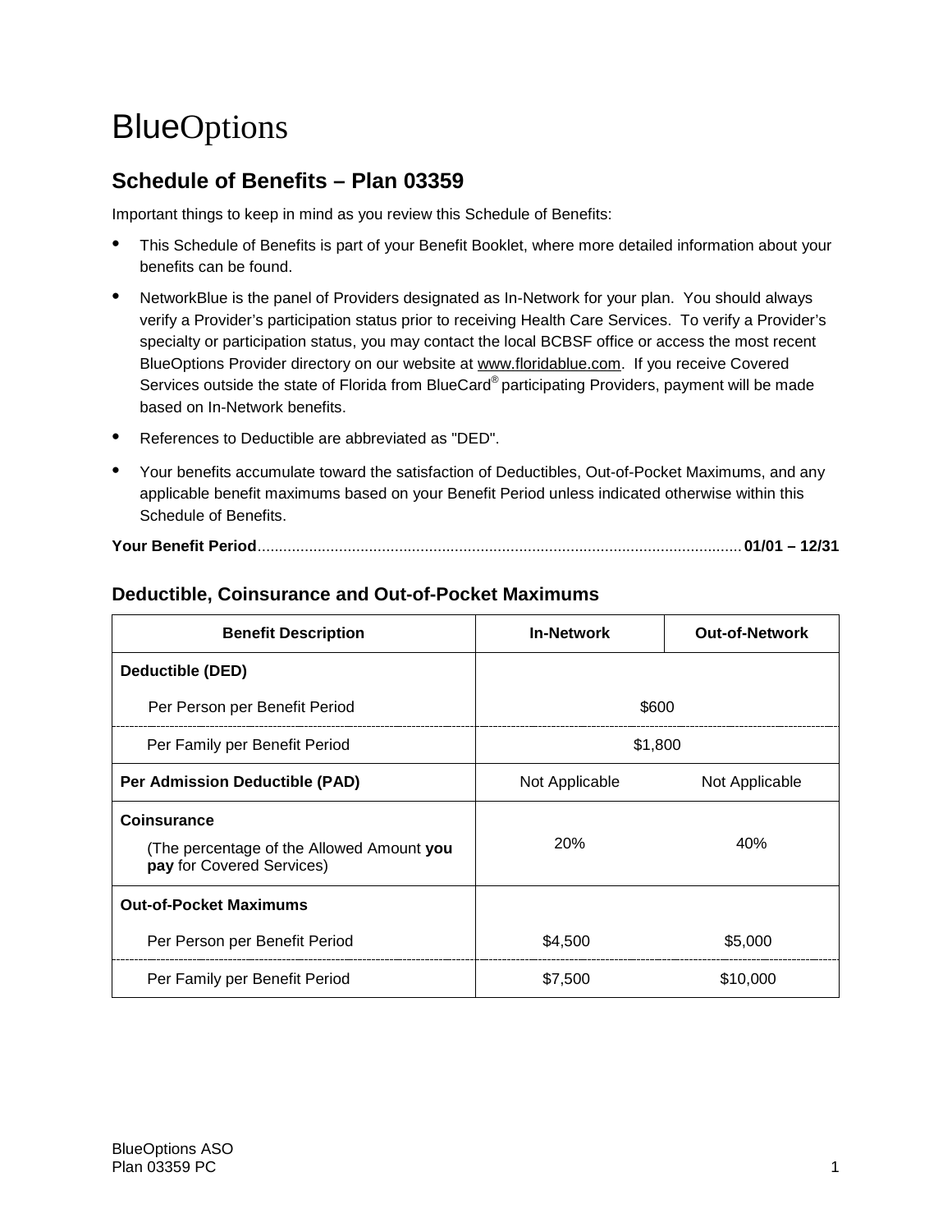# BlueOptions

## Schedule of Benefits – Plan 03359

Important things to keep in mind as you review this Schedule of Benefits:

- This Schedule of Benefits is part of your Benefit Booklet, where more detailed information about your benefits can be found.
- NetworkBlue is the panel of Providers designated as In-Network for your plan. You should always verify a Provider's participation status prior to receiving Health Care Services. To verify a Provider's specialty or participation status, you may contact the local BCBSF office or access the most recent BlueOptions Provider directory on our website at www.floridablue.com. If you receive Covered Services outside the state of Florida from BlueCard® participating Providers, payment will be made based on In-Network benefits.
- References to Deductible are abbreviated as "DED".
- Your benefits accumulate toward the satisfaction of Deductibles, Out-of-Pocket Maximums, and any applicable benefit maximums based on your Benefit Period unless indicated otherwise within this Schedule of Benefits.

**Your Benefit Period**........................................................................................................ **01/01 – 12/31**

### Deductible, Coinsurance and Out-of-Pocket Maximums

| Benefit Description | In-Network | Out-of-Network |
|---|---|---|
| **Deductible (DED)** | | |
| Per Person per Benefit Period | $600 | |
| Per Family per Benefit Period | $1,800 | |
| **Per Admission Deductible (PAD)** | Not Applicable | Not Applicable |
| **Coinsurance** (The percentage of the Allowed Amount **you pay** for Covered Services) | 20% | 40% |
| **Out-of-Pocket Maximums** | | |
| Per Person per Benefit Period | $4,500 | $5,000 |
| Per Family per Benefit Period | $7,500 | $10,000 |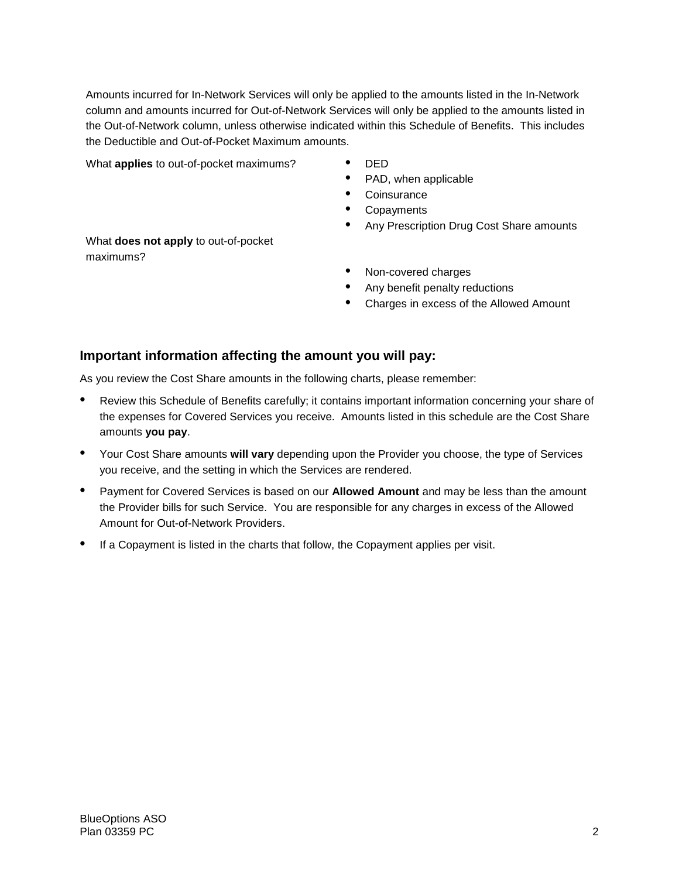Amounts incurred for In-Network Services will only be applied to the amounts listed in the In-Network column and amounts incurred for Out-of-Network Services will only be applied to the amounts listed in the Out-of-Network column, unless otherwise indicated within this Schedule of Benefits. This includes the Deductible and Out-of-Pocket Maximum amounts.

| | |
|---|---|
| What **applies** to out-of-pocket maximums? | • DED<br>• PAD, when applicable<br>• Coinsurance<br>• Copayments<br>• Any Prescription Drug Cost Share amounts |
| What **does not apply** to out-of-pocket maximums? | • Non-covered charges<br>• Any benefit penalty reductions<br>• Charges in excess of the Allowed Amount |

## Important information affecting the amount you will pay:

As you review the Cost Share amounts in the following charts, please remember:

- Review this Schedule of Benefits carefully; it contains important information concerning your share of the expenses for Covered Services you receive. Amounts listed in this schedule are the Cost Share amounts **you pay**.
- Your Cost Share amounts **will vary** depending upon the Provider you choose, the type of Services you receive, and the setting in which the Services are rendered.
- Payment for Covered Services is based on our **Allowed Amount** and may be less than the amount the Provider bills for such Service. You are responsible for any charges in excess of the Allowed Amount for Out-of-Network Providers.
- If a Copayment is listed in the charts that follow, the Copayment applies per visit.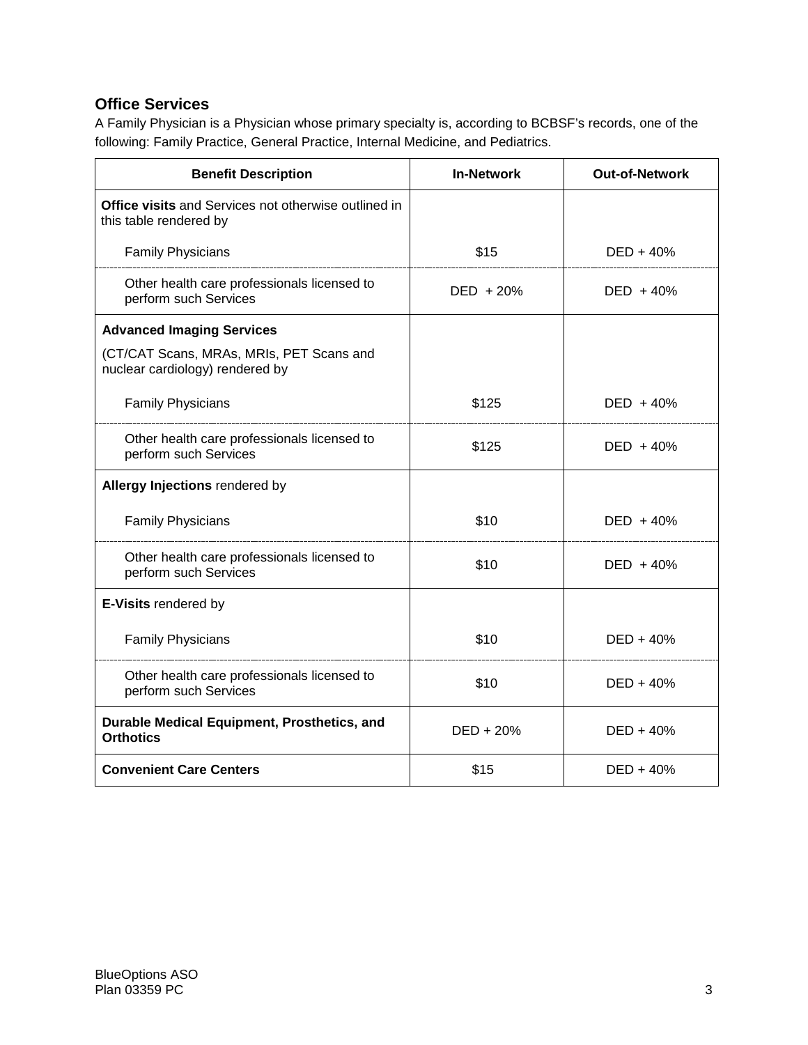## Office Services

A Family Physician is a Physician whose primary specialty is, according to BCBSF's records, one of the following: Family Practice, General Practice, Internal Medicine, and Pediatrics.

| Benefit Description | In-Network | Out-of-Network |
|---|---|---|
| **Office visits** and Services not otherwise outlined in this table rendered by | | |
| Family Physicians | $15 | DED + 40% |
| Other health care professionals licensed to perform such Services | DED + 20% | DED + 40% |
| **Advanced Imaging Services** (CT/CAT Scans, MRAs, MRIs, PET Scans and nuclear cardiology) rendered by | | |
| Family Physicians | $125 | DED + 40% |
| Other health care professionals licensed to perform such Services | $125 | DED + 40% |
| **Allergy Injections** rendered by | | |
| Family Physicians | $10 | DED + 40% |
| Other health care professionals licensed to perform such Services | $10 | DED + 40% |
| **E-Visits** rendered by | | |
| Family Physicians | $10 | DED + 40% |
| Other health care professionals licensed to perform such Services | $10 | DED + 40% |
| **Durable Medical Equipment, Prosthetics, and Orthotics** | DED + 20% | DED + 40% |
| **Convenient Care Centers** | $15 | DED + 40% |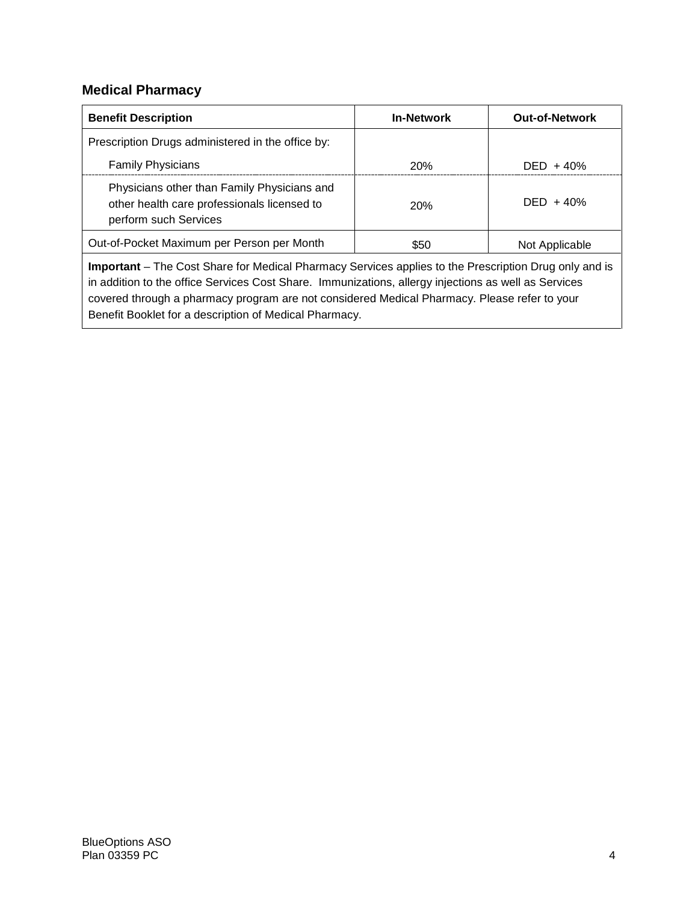## Medical Pharmacy

| Benefit Description | In-Network | Out-of-Network |
|---|---|---|
| Prescription Drugs administered in the office by: | | |
| Family Physicians | 20% | DED + 40% |
| Physicians other than Family Physicians and other health care professionals licensed to perform such Services | 20% | DED + 40% |
| Out-of-Pocket Maximum per Person per Month | $50 | Not Applicable |

**Important** – The Cost Share for Medical Pharmacy Services applies to the Prescription Drug only and is in addition to the office Services Cost Share. Immunizations, allergy injections as well as Services covered through a pharmacy program are not considered Medical Pharmacy. Please refer to your Benefit Booklet for a description of Medical Pharmacy.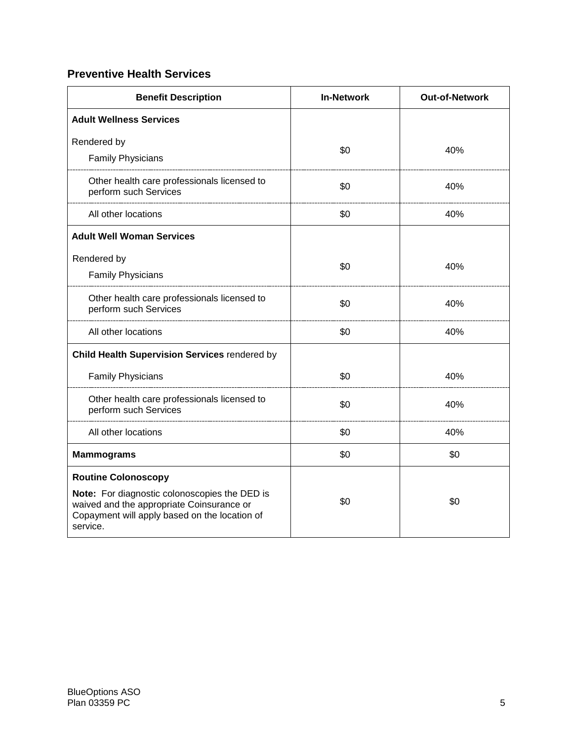## Preventive Health Services

| Benefit Description | In-Network | Out-of-Network |
| --- | --- | --- |
| **Adult Wellness Services** | | |
| Rendered by Family Physicians | $0 | 40% |
| Other health care professionals licensed to perform such Services | $0 | 40% |
| All other locations | $0 | 40% |
| **Adult Well Woman Services** | | |
| Rendered by Family Physicians | $0 | 40% |
| Other health care professionals licensed to perform such Services | $0 | 40% |
| All other locations | $0 | 40% |
| **Child Health Supervision Services** rendered by | | |
| Family Physicians | $0 | 40% |
| Other health care professionals licensed to perform such Services | $0 | 40% |
| All other locations | $0 | 40% |
| **Mammograms** | $0 | $0 |
| **Routine Colonoscopy**<br>**Note:** For diagnostic colonoscopies the DED is waived and the appropriate Coinsurance or Copayment will apply based on the location of service. | $0 | $0 |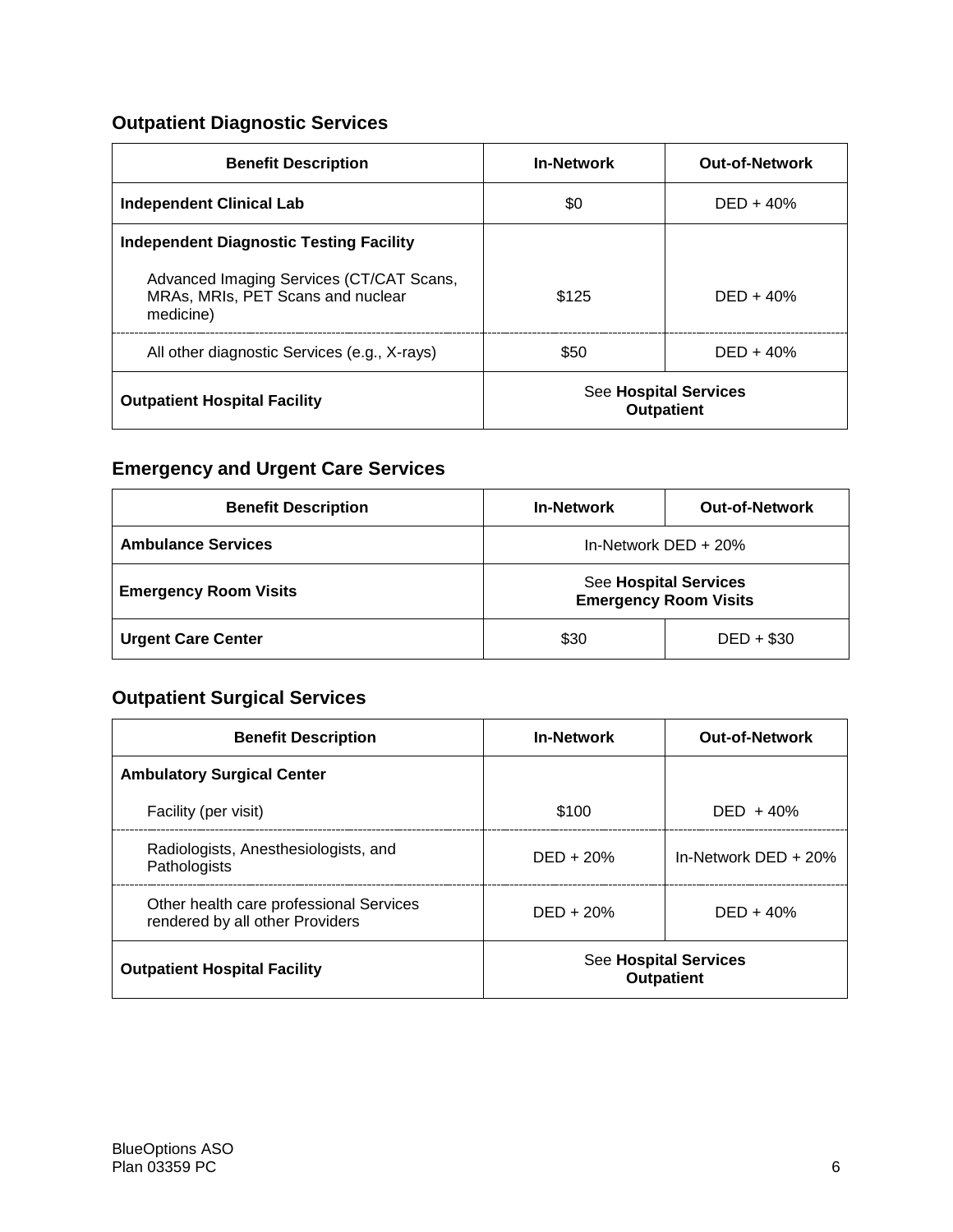## Outpatient Diagnostic Services

| Benefit Description | In-Network | Out-of-Network |
|---|---|---|
| **Independent Clinical Lab** | $0 | DED + 40% |
| **Independent Diagnostic Testing Facility** | | |
| Advanced Imaging Services (CT/CAT Scans, MRAs, MRIs, PET Scans and nuclear medicine) | $125 | DED + 40% |
| All other diagnostic Services (e.g., X-rays) | $50 | DED + 40% |
| **Outpatient Hospital Facility** | See **Hospital Services Outpatient** | |

## Emergency and Urgent Care Services

| Benefit Description | In-Network | Out-of-Network |
|---|---|---|
| **Ambulance Services** | In-Network DED + 20% | |
| **Emergency Room Visits** | See **Hospital Services Emergency Room Visits** | |
| **Urgent Care Center** | $30 | DED + $30 |

## Outpatient Surgical Services

| Benefit Description | In-Network | Out-of-Network |
|---|---|---|
| **Ambulatory Surgical Center** | | |
| Facility (per visit) | $100 | DED + 40% |
| Radiologists, Anesthesiologists, and Pathologists | DED + 20% | In-Network DED + 20% |
| Other health care professional Services rendered by all other Providers | DED + 20% | DED + 40% |
| **Outpatient Hospital Facility** | See **Hospital Services Outpatient** | |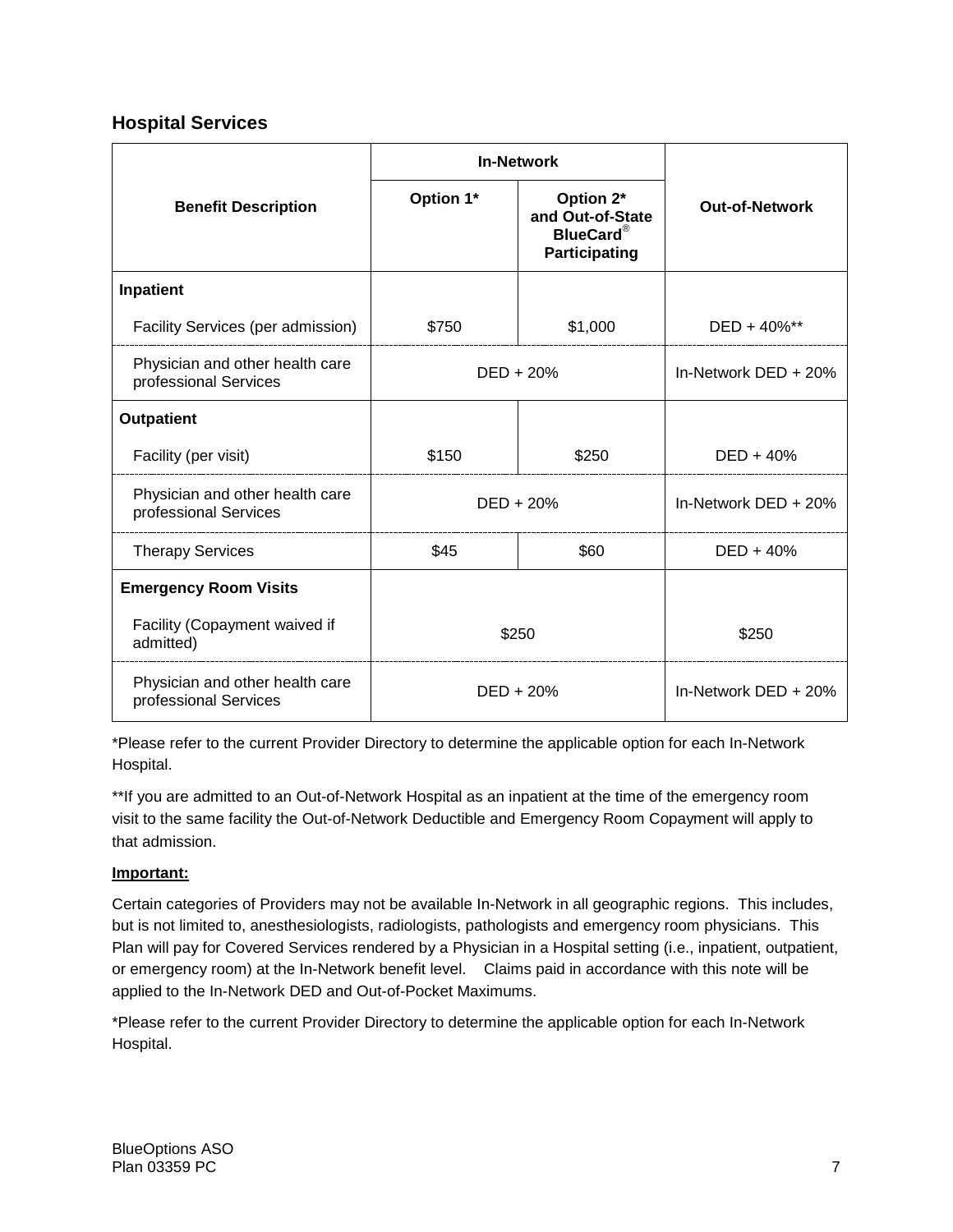## Hospital Services

| Benefit Description | In-Network | | Out-of-Network |
|---|---|---|---|
| | Option 1* | Option 2* and Out-of-State BlueCard® Participating | |
| **Inpatient** | | | |
| Facility Services (per admission) | $750 | $1,000 | DED + 40%** |
| Physician and other health care professional Services | DED + 20% | | In-Network DED + 20% |
| **Outpatient** | | | |
| Facility (per visit) | $150 | $250 | DED + 40% |
| Physician and other health care professional Services | DED + 20% | | In-Network DED + 20% |
| Therapy Services | $45 | $60 | DED + 40% |
| **Emergency Room Visits** | | | |
| Facility (Copayment waived if admitted) | $250 | | $250 |
| Physician and other health care professional Services | DED + 20% | | In-Network DED + 20% |

*Please refer to the current Provider Directory to determine the applicable option for each In-Network Hospital.

**If you are admitted to an Out-of-Network Hospital as an inpatient at the time of the emergency room visit to the same facility the Out-of-Network Deductible and Emergency Room Copayment will apply to that admission.

**Important:**

Certain categories of Providers may not be available In-Network in all geographic regions. This includes, but is not limited to, anesthesiologists, radiologists, pathologists and emergency room physicians. This Plan will pay for Covered Services rendered by a Physician in a Hospital setting (i.e., inpatient, outpatient, or emergency room) at the In-Network benefit level. Claims paid in accordance with this note will be applied to the In-Network DED and Out-of-Pocket Maximums.

*Please refer to the current Provider Directory to determine the applicable option for each In-Network Hospital.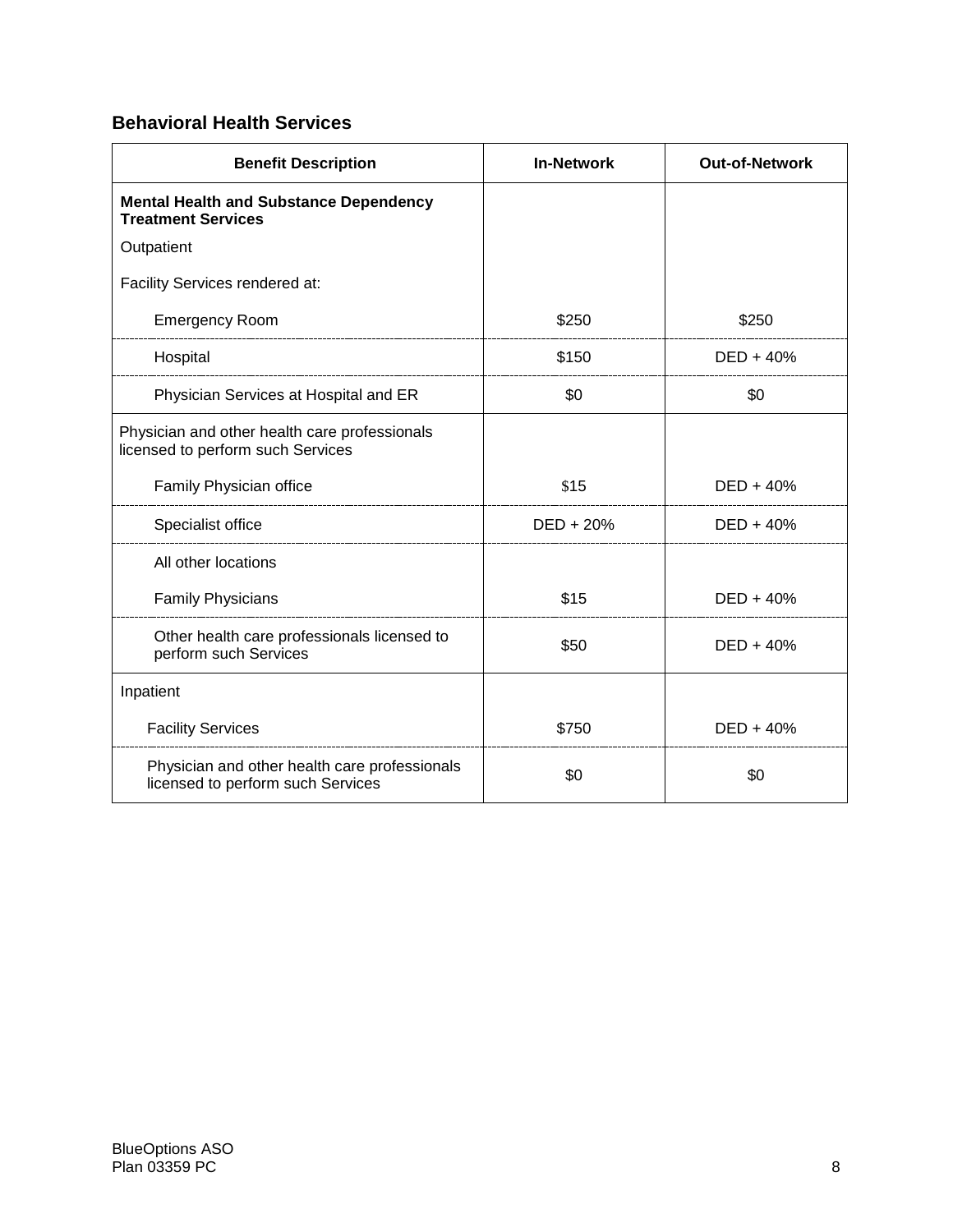### Behavioral Health Services

| Benefit Description | In-Network | Out-of-Network |
|---|---|---|
| **Mental Health and Substance Dependency Treatment Services** | | |
| Outpatient | | |
| Facility Services rendered at: | | |
| Emergency Room | $250 | $250 |
| Hospital | $150 | DED + 40% |
| Physician Services at Hospital and ER | $0 | $0 |
| Physician and other health care professionals licensed to perform such Services | | |
| Family Physician office | $15 | DED + 40% |
| Specialist office | DED + 20% | DED + 40% |
| All other locations | | |
| Family Physicians | $15 | DED + 40% |
| Other health care professionals licensed to perform such Services | $50 | DED + 40% |
| Inpatient | | |
| Facility Services | $750 | DED + 40% |
| Physician and other health care professionals licensed to perform such Services | $0 | $0 |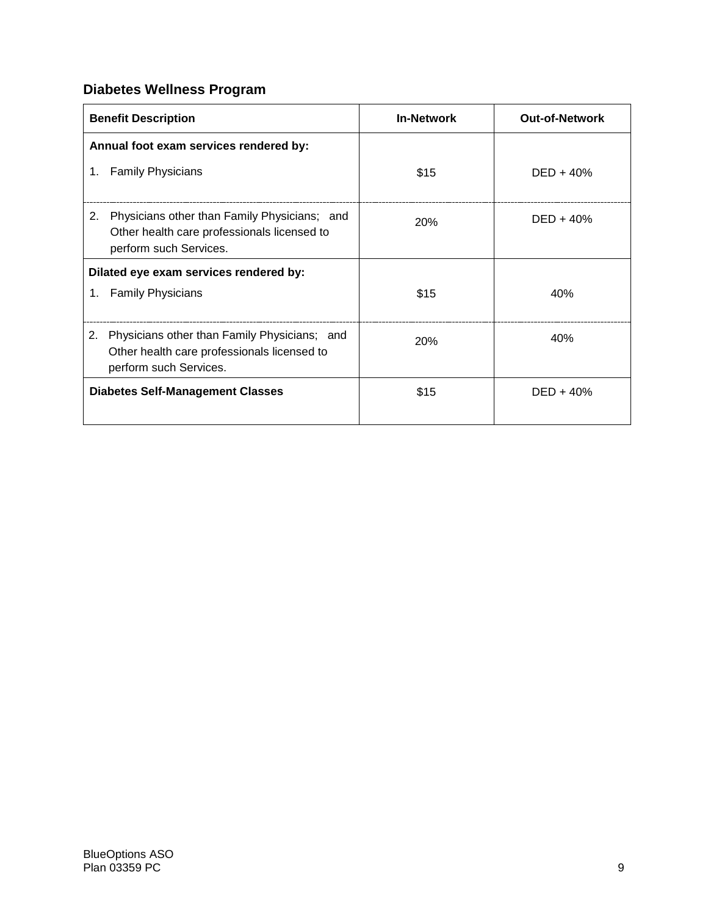## Diabetes Wellness Program

| Benefit Description | In-Network | Out-of-Network |
| --- | --- | --- |
| **Annual foot exam services rendered by:** | | |
| 1. Family Physicians | $15 | DED + 40% |
| 2. Physicians other than Family Physicians; and Other health care professionals licensed to perform such Services. | 20% | DED + 40% |
| **Dilated eye exam services rendered by:** | | |
| 1. Family Physicians | $15 | 40% |
| 2. Physicians other than Family Physicians; and Other health care professionals licensed to perform such Services. | 20% | 40% |
| **Diabetes Self-Management Classes** | $15 | DED + 40% |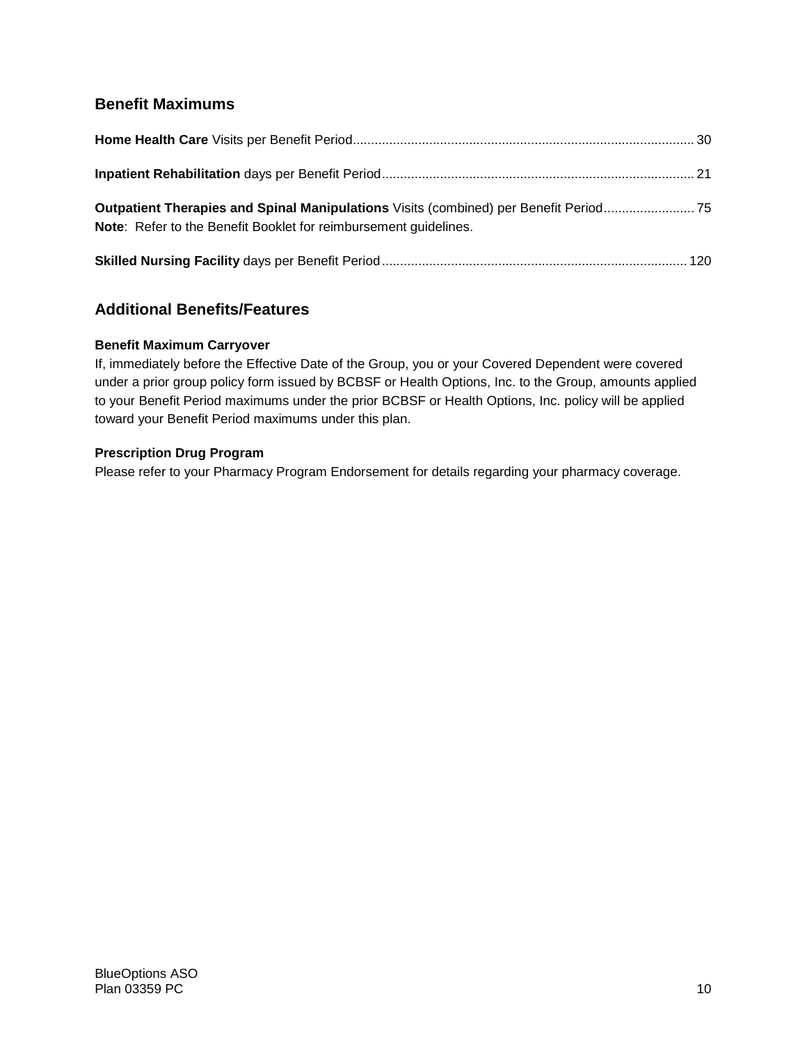## Benefit Maximums

**Home Health Care** Visits per Benefit Period............................................................................................. 30

**Inpatient Rehabilitation** days per Benefit Period..................................................................................... 21

**Outpatient Therapies and Spinal Manipulations** Visits (combined) per Benefit Period......................... 75
**Note**: Refer to the Benefit Booklet for reimbursement guidelines.

**Skilled Nursing Facility** days per Benefit Period................................................................................... 120

## Additional Benefits/Features

**Benefit Maximum Carryover**
If, immediately before the Effective Date of the Group, you or your Covered Dependent were covered under a prior group policy form issued by BCBSF or Health Options, Inc. to the Group, amounts applied to your Benefit Period maximums under the prior BCBSF or Health Options, Inc. policy will be applied toward your Benefit Period maximums under this plan.

**Prescription Drug Program**
Please refer to your Pharmacy Program Endorsement for details regarding your pharmacy coverage.